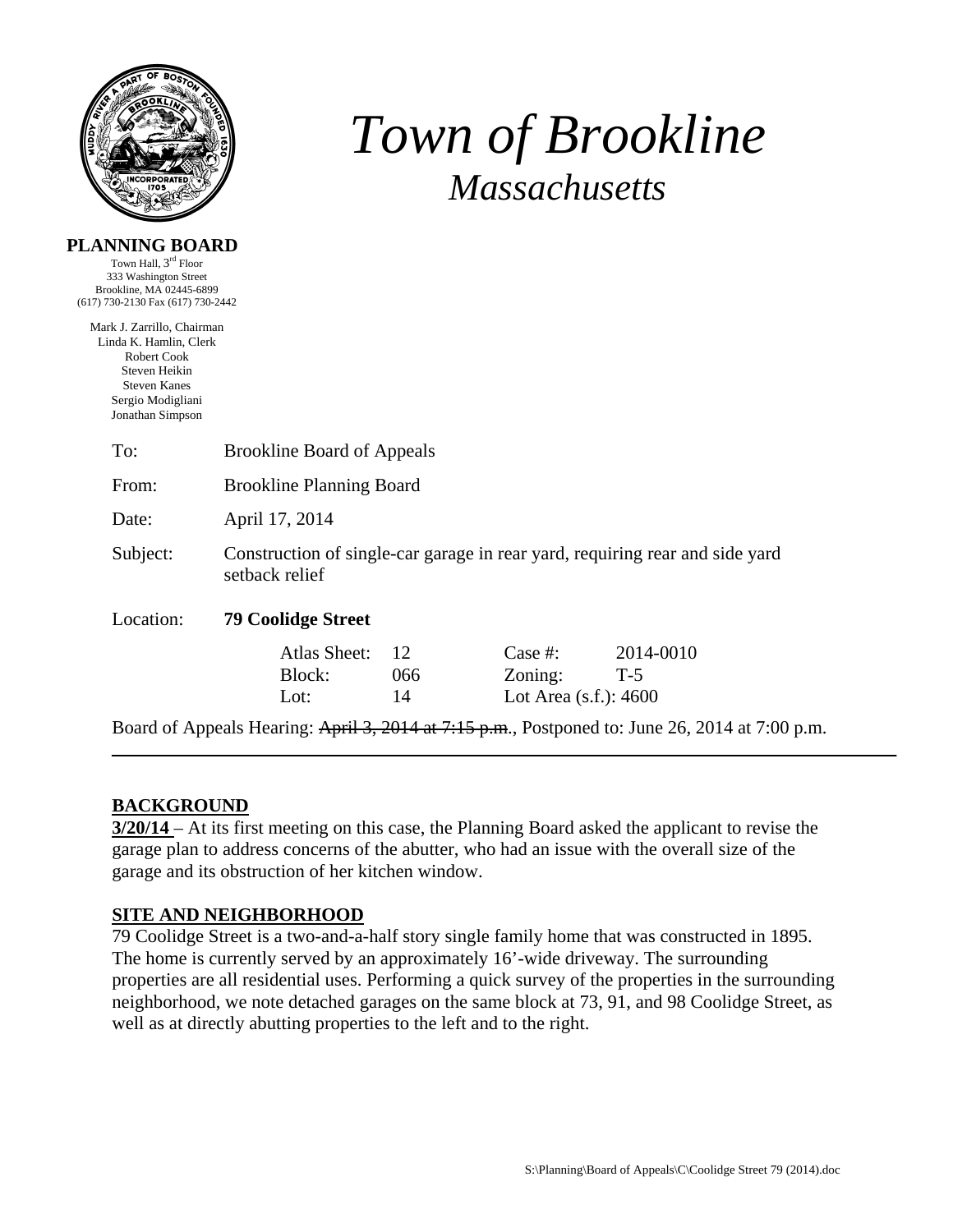# *Town of Brookline*
## *Massachusetts*

**PLANNING BOARD**
Town Hall, 3rd Floor
333 Washington Street
Brookline, MA 02445-6899
(617) 730-2130 Fax (617) 730-2442

Mark J. Zarrillo, Chairman
Linda K. Hamlin, Clerk
Robert Cook
Steven Heikin
Steven Kanes
Sergio Modigliani
Jonathan Simpson

To: Brookline Board of Appeals

From: Brookline Planning Board

Date: April 17, 2014

Subject: Construction of single-car garage in rear yard, requiring rear and side yard setback relief

Location: **79 Coolidge Street**

| | | | |
|---|---|---|---|
| Atlas Sheet: | 12 | Case #: | 2014-0010 |
| Block: | 066 | Zoning: | T-5 |
| Lot: | 14 | Lot Area (s.f.): 4600 | |

Board of Appeals Hearing: ~~April 3, 2014 at 7:15 p.m.~~, Postponed to: June 26, 2014 at 7:00 p.m.

---

**BACKGROUND**

**3/20/14** – At its first meeting on this case, the Planning Board asked the applicant to revise the garage plan to address concerns of the abutter, who had an issue with the overall size of the garage and its obstruction of her kitchen window.

**SITE AND NEIGHBORHOOD**

79 Coolidge Street is a two-and-a-half story single family home that was constructed in 1895. The home is currently served by an approximately 16'-wide driveway. The surrounding properties are all residential uses. Performing a quick survey of the properties in the surrounding neighborhood, we note detached garages on the same block at 73, 91, and 98 Coolidge Street, as well as at directly abutting properties to the left and to the right.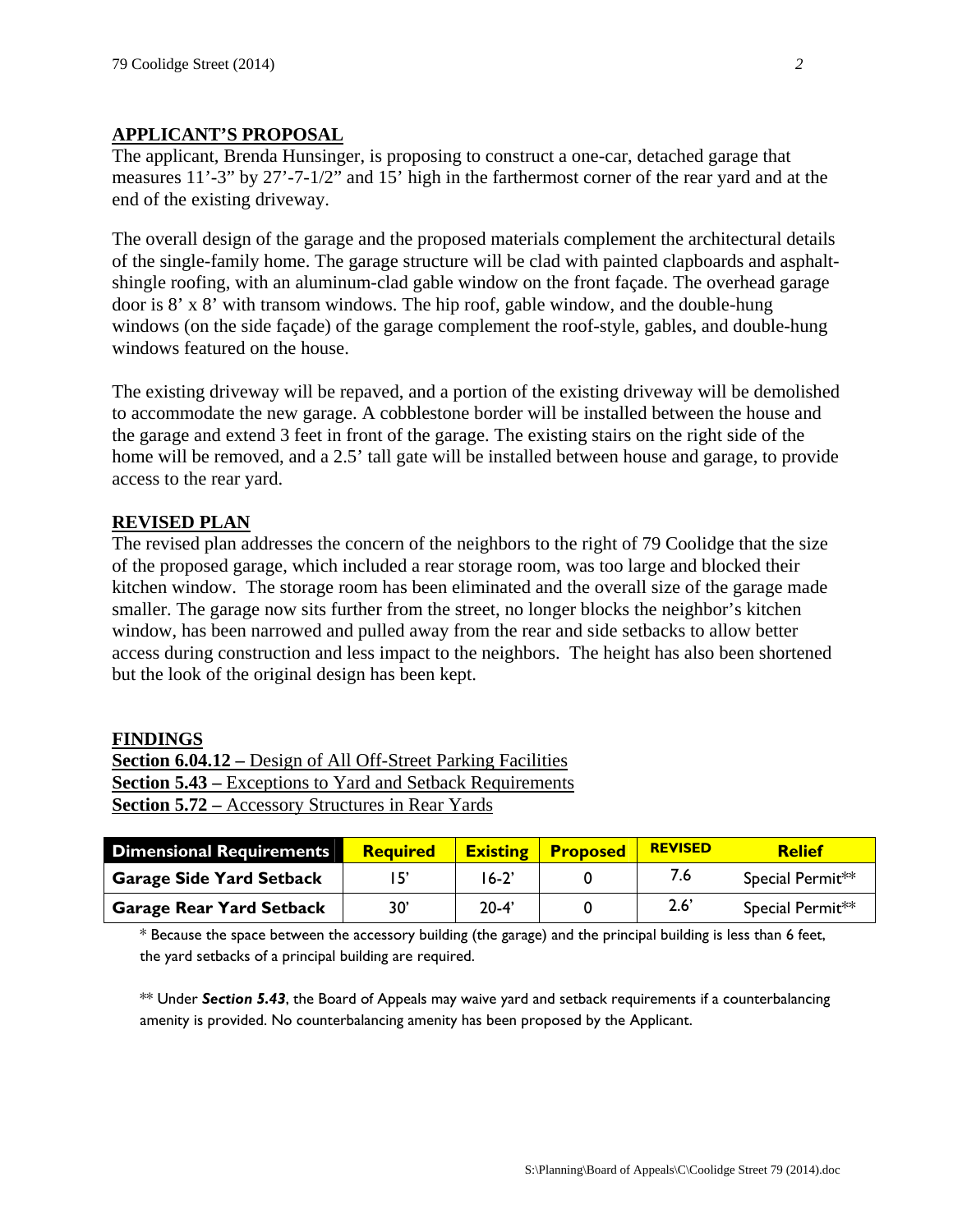## APPLICANT'S PROPOSAL

The applicant, Brenda Hunsinger, is proposing to construct a one-car, detached garage that measures 11'-3" by 27'-7-1/2" and 15' high in the farthermost corner of the rear yard and at the end of the existing driveway.

The overall design of the garage and the proposed materials complement the architectural details of the single-family home. The garage structure will be clad with painted clapboards and asphalt-shingle roofing, with an aluminum-clad gable window on the front façade. The overhead garage door is 8' x 8' with transom windows. The hip roof, gable window, and the double-hung windows (on the side façade) of the garage complement the roof-style, gables, and double-hung windows featured on the house.

The existing driveway will be repaved, and a portion of the existing driveway will be demolished to accommodate the new garage. A cobblestone border will be installed between the house and the garage and extend 3 feet in front of the garage. The existing stairs on the right side of the home will be removed, and a 2.5' tall gate will be installed between house and garage, to provide access to the rear yard.

## REVISED PLAN

The revised plan addresses the concern of the neighbors to the right of 79 Coolidge that the size of the proposed garage, which included a rear storage room, was too large and blocked their kitchen window. The storage room has been eliminated and the overall size of the garage made smaller. The garage now sits further from the street, no longer blocks the neighbor's kitchen window, has been narrowed and pulled away from the rear and side setbacks to allow better access during construction and less impact to the neighbors. The height has also been shortened but the look of the original design has been kept.

## FINDINGS

**Section 6.04.12 –** Design of All Off-Street Parking Facilities
**Section 5.43 –** Exceptions to Yard and Setback Requirements
**Section 5.72 –** Accessory Structures in Rear Yards

| Dimensional Requirements | Required | Existing | Proposed | REVISED | Relief |
|---|---|---|---|---|---|
| Garage Side Yard Setback | 15' | 16-2' | 0 | 7.6 | Special Permit** |
| Garage Rear Yard Setback | 30' | 20-4' | 0 | 2.6' | Special Permit** |

\* Because the space between the accessory building (the garage) and the principal building is less than 6 feet, the yard setbacks of a principal building are required.

** Under ***Section 5.43***, the Board of Appeals may waive yard and setback requirements if a counterbalancing amenity is provided. No counterbalancing amenity has been proposed by the Applicant.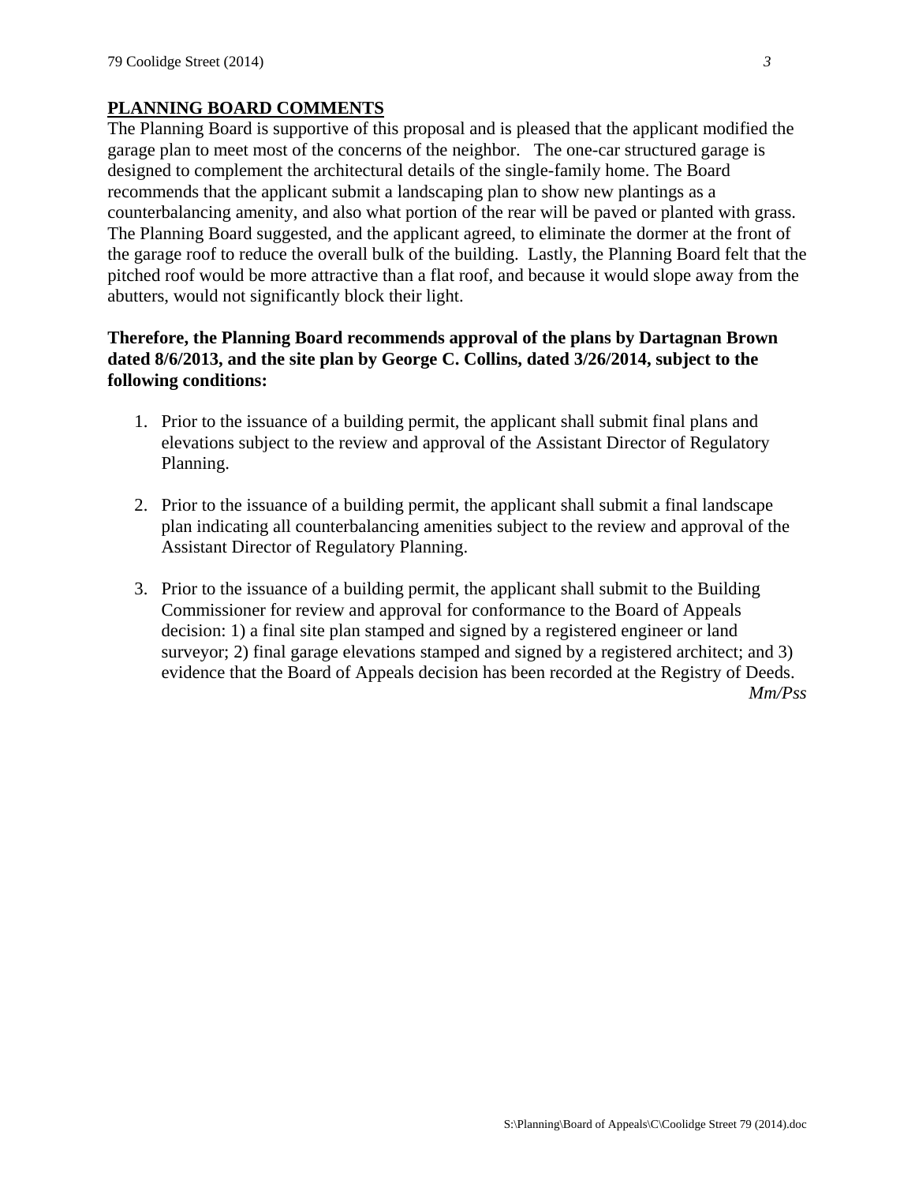## PLANNING BOARD COMMENTS

The Planning Board is supportive of this proposal and is pleased that the applicant modified the garage plan to meet most of the concerns of the neighbor. The one-car structured garage is designed to complement the architectural details of the single-family home. The Board recommends that the applicant submit a landscaping plan to show new plantings as a counterbalancing amenity, and also what portion of the rear will be paved or planted with grass. The Planning Board suggested, and the applicant agreed, to eliminate the dormer at the front of the garage roof to reduce the overall bulk of the building. Lastly, the Planning Board felt that the pitched roof would be more attractive than a flat roof, and because it would slope away from the abutters, would not significantly block their light.

**Therefore, the Planning Board recommends approval of the plans by Dartagnan Brown dated 8/6/2013, and the site plan by George C. Collins, dated 3/26/2014, subject to the following conditions:**

1. Prior to the issuance of a building permit, the applicant shall submit final plans and elevations subject to the review and approval of the Assistant Director of Regulatory Planning.

2. Prior to the issuance of a building permit, the applicant shall submit a final landscape plan indicating all counterbalancing amenities subject to the review and approval of the Assistant Director of Regulatory Planning.

3. Prior to the issuance of a building permit, the applicant shall submit to the Building Commissioner for review and approval for conformance to the Board of Appeals decision: 1) a final site plan stamped and signed by a registered engineer or land surveyor; 2) final garage elevations stamped and signed by a registered architect; and 3) evidence that the Board of Appeals decision has been recorded at the Registry of Deeds.

*Mm/Pss*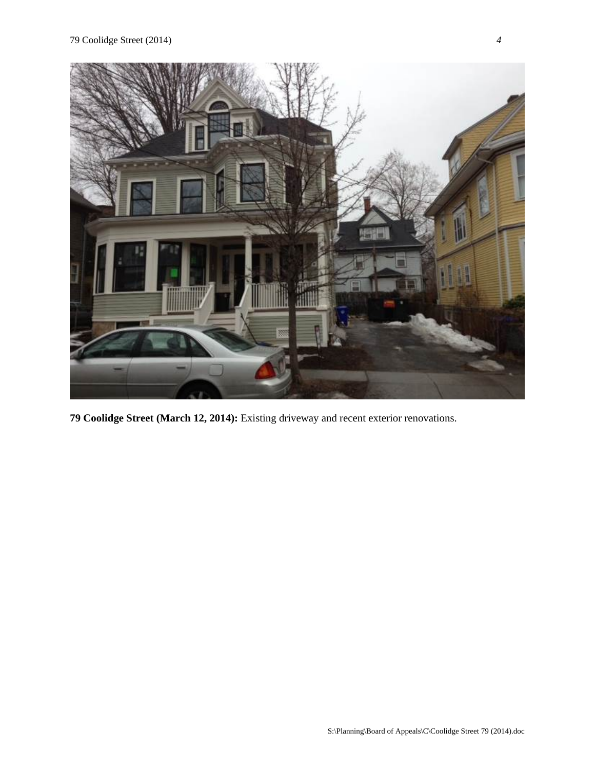**79 Coolidge Street (March 12, 2014):** Existing driveway and recent exterior renovations.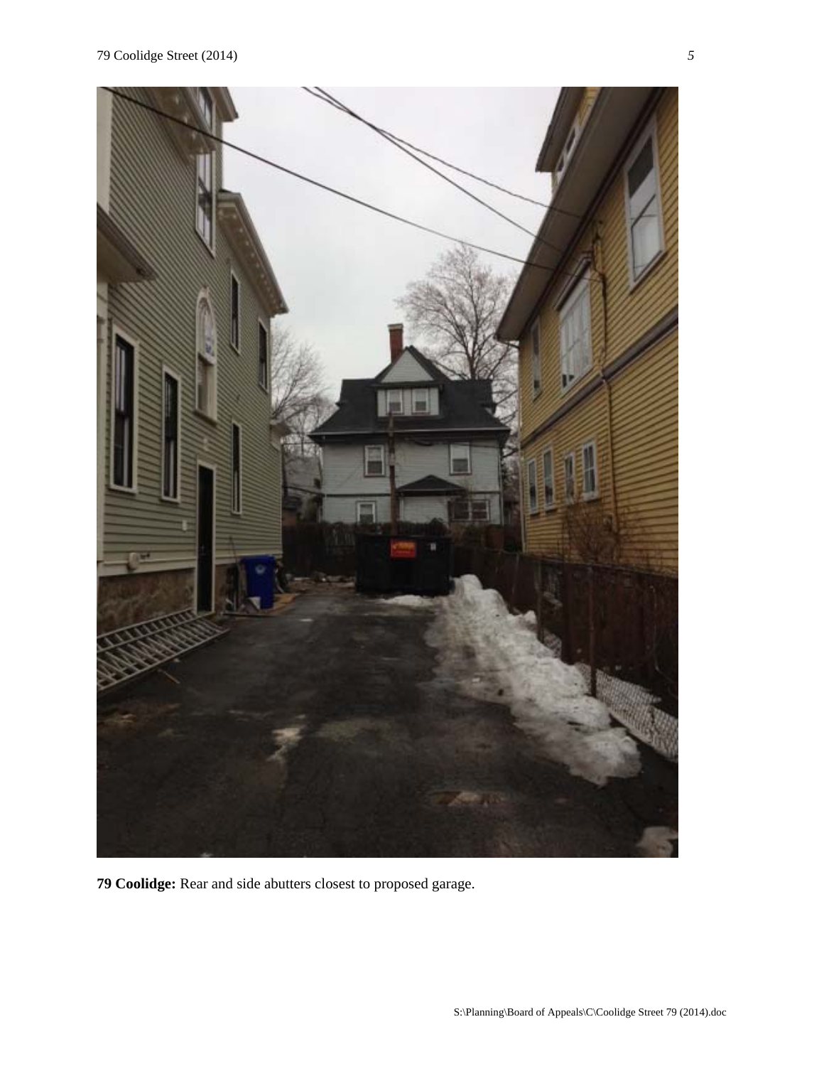**79 Coolidge:** Rear and side abutters closest to proposed garage.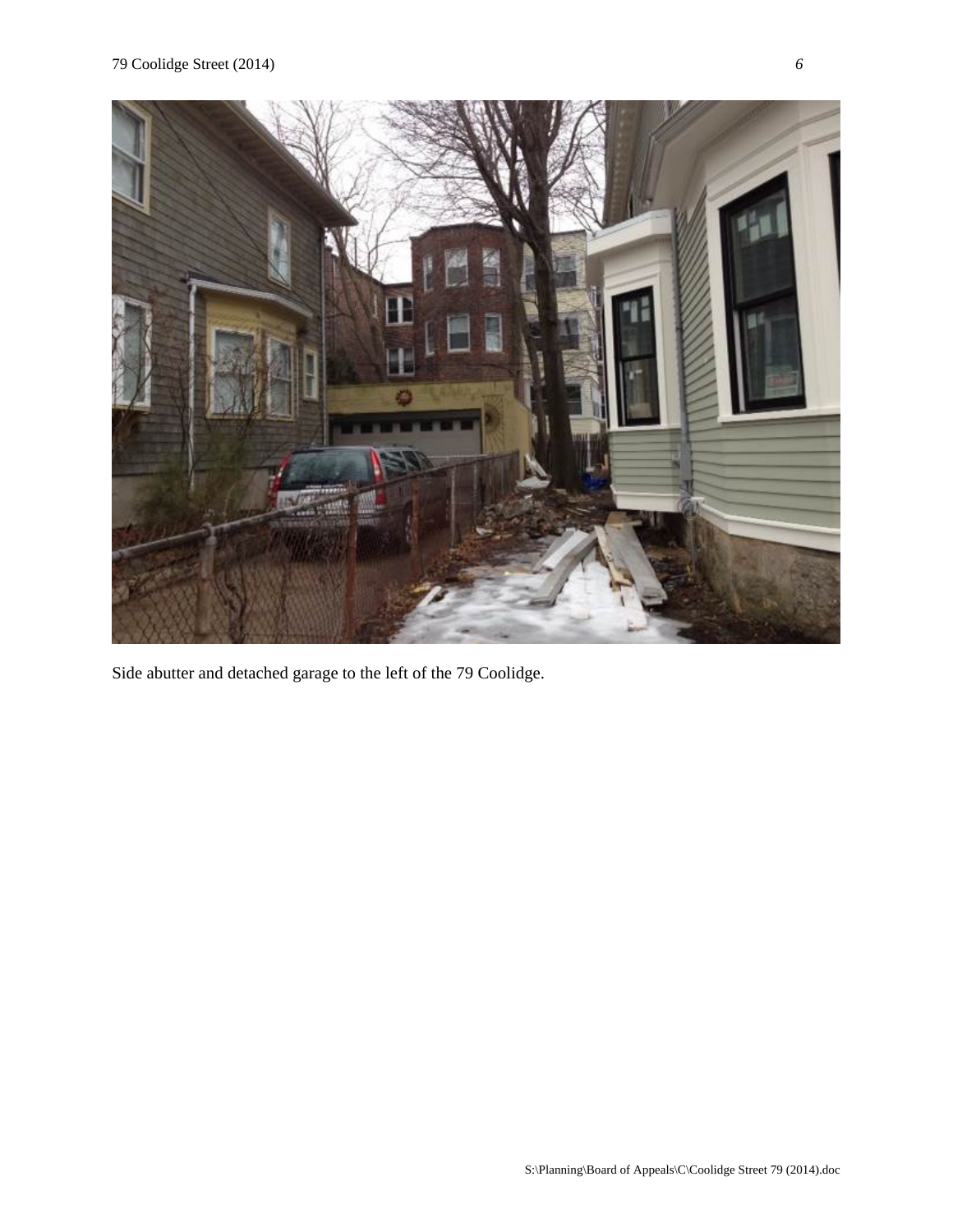Side abutter and detached garage to the left of the 79 Coolidge.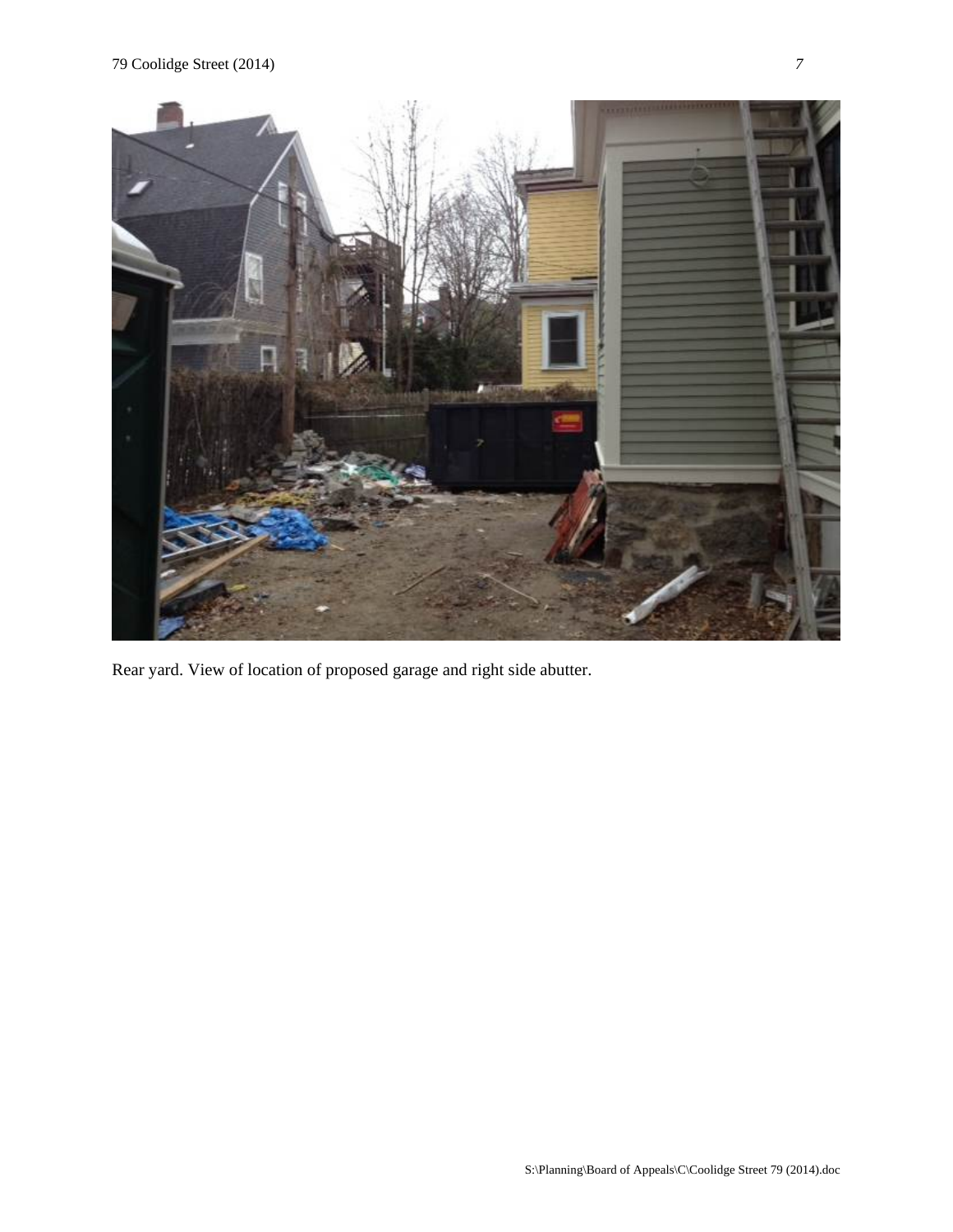Rear yard. View of location of proposed garage and right side abutter.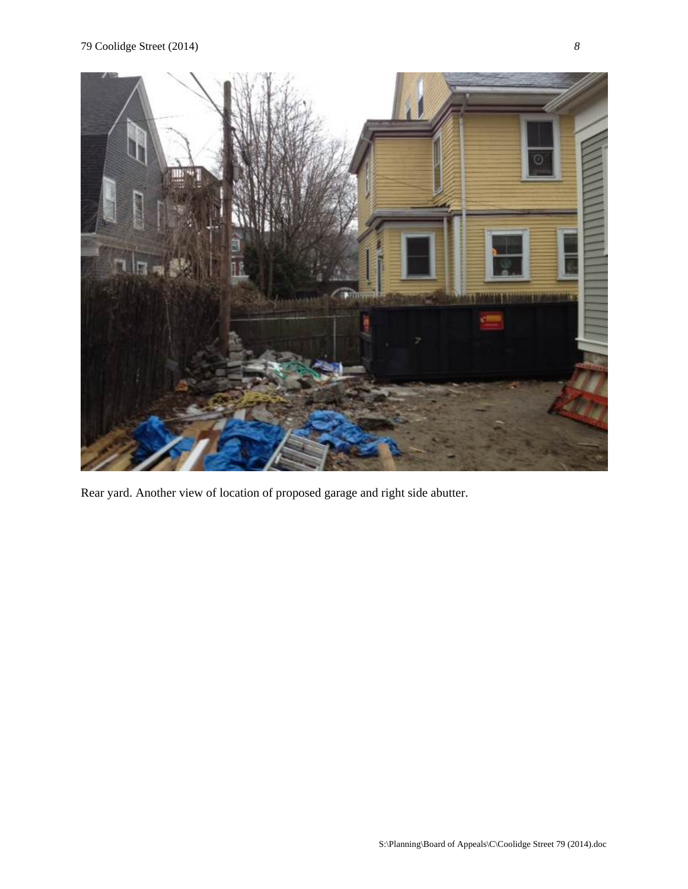Rear yard. Another view of location of proposed garage and right side abutter.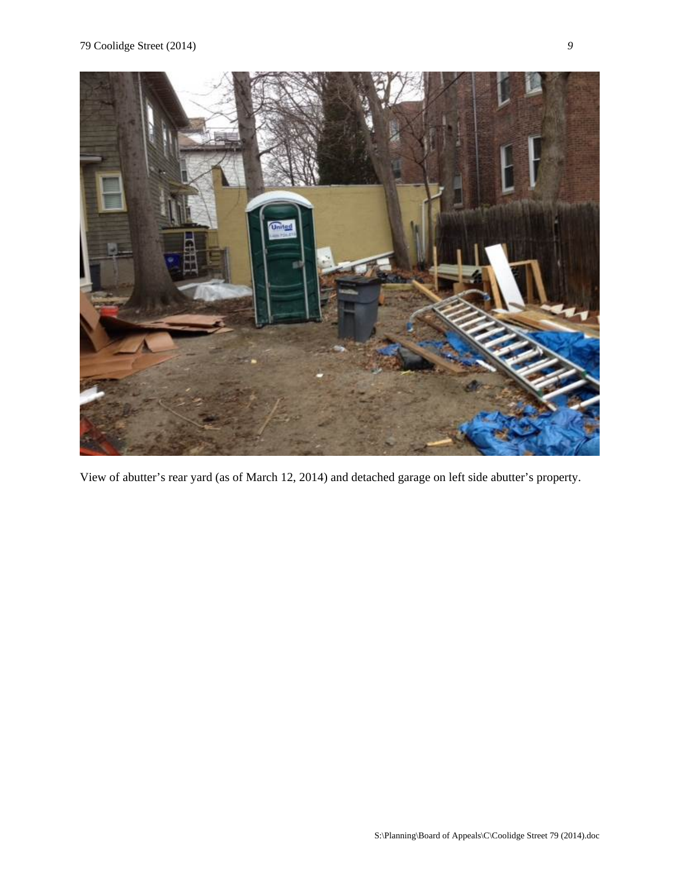View of abutter's rear yard (as of March 12, 2014) and detached garage on left side abutter's property.